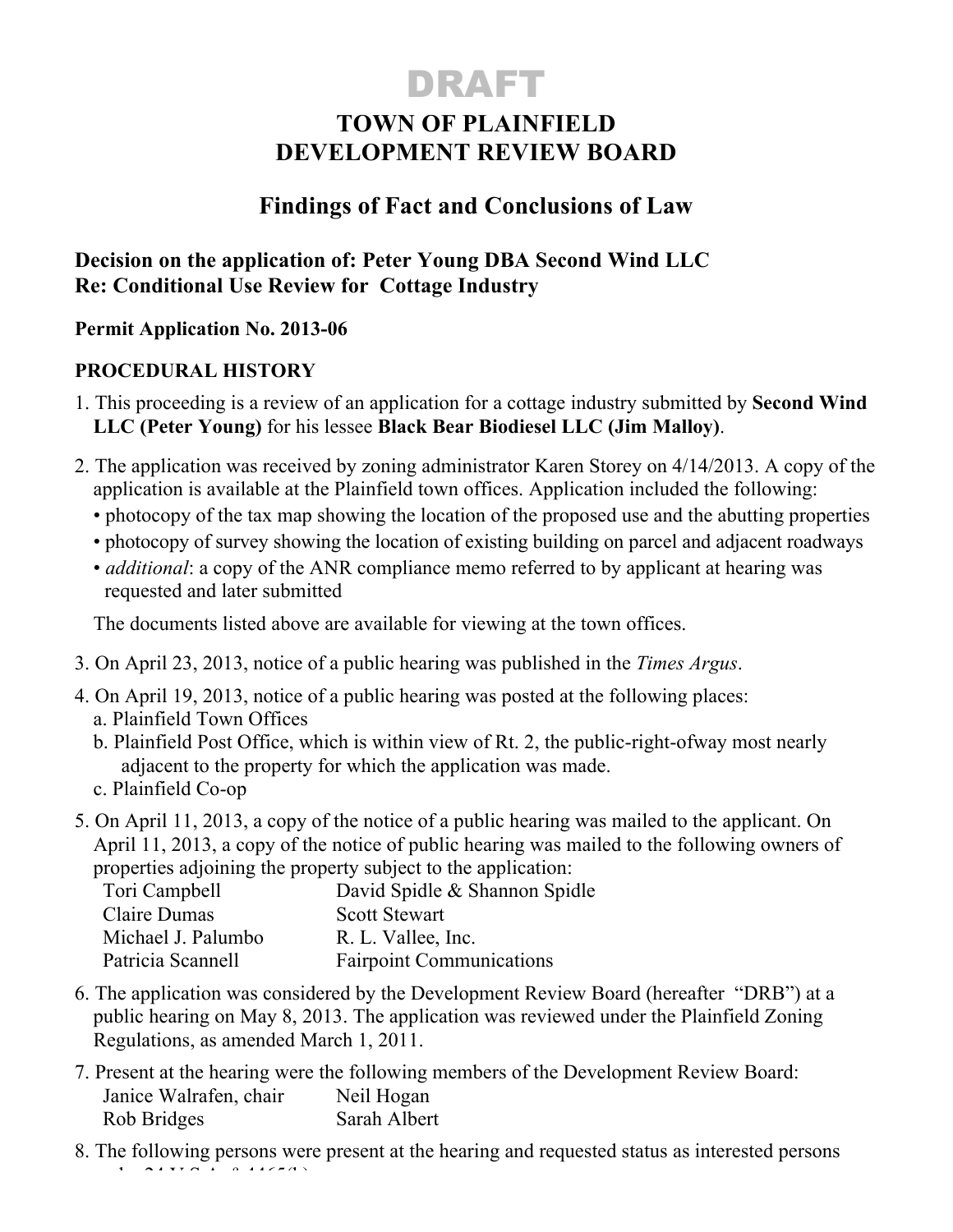# DRAFT

# TOWN OF PLAINFIELD
# DEVELOPMENT REVIEW BOARD

## Findings of Fact and Conclusions of Law

**Decision on the application of: Peter Young DBA Second Wind LLC**
**Re: Conditional Use Review for Cottage Industry**

**Permit Application No. 2013-06**

**PROCEDURAL HISTORY**

1. This proceeding is a review of an application for a cottage industry submitted by **Second Wind LLC (Peter Young)** for his lessee **Black Bear Biodiesel LLC (Jim Malloy)**.

2. The application was received by zoning administrator Karen Storey on 4/14/2013. A copy of the application is available at the Plainfield town offices. Application included the following:
   - photocopy of the tax map showing the location of the proposed use and the abutting properties
   - photocopy of survey showing the location of existing building on parcel and adjacent roadways
   - *additional*: a copy of the ANR compliance memo referred to by applicant at hearing was requested and later submitted

   The documents listed above are available for viewing at the town offices.

3. On April 23, 2013, notice of a public hearing was published in the *Times Argus*.

4. On April 19, 2013, notice of a public hearing was posted at the following places:
   a. Plainfield Town Offices
   b. Plainfield Post Office, which is within view of Rt. 2, the public-right-ofway most nearly adjacent to the property for which the application was made.
   c. Plainfield Co-op

5. On April 11, 2013, a copy of the notice of a public hearing was mailed to the applicant. On April 11, 2013, a copy of the notice of public hearing was mailed to the following owners of properties adjoining the property subject to the application:

   | | |
   |---|---|
   | Tori Campbell | David Spidle & Shannon Spidle |
   | Claire Dumas | Scott Stewart |
   | Michael J. Palumbo | R. L. Vallee, Inc. |
   | Patricia Scannell | Fairpoint Communications |

6. The application was considered by the Development Review Board (hereafter "DRB") at a public hearing on May 8, 2013. The application was reviewed under the Plainfield Zoning Regulations, as amended March 1, 2011.

7. Present at the hearing were the following members of the Development Review Board:

   | | |
   |---|---|
   | Janice Walrafen, chair | Neil Hogan |
   | Rob Bridges | Sarah Albert |

8. The following persons were present at the hearing and requested status as interested persons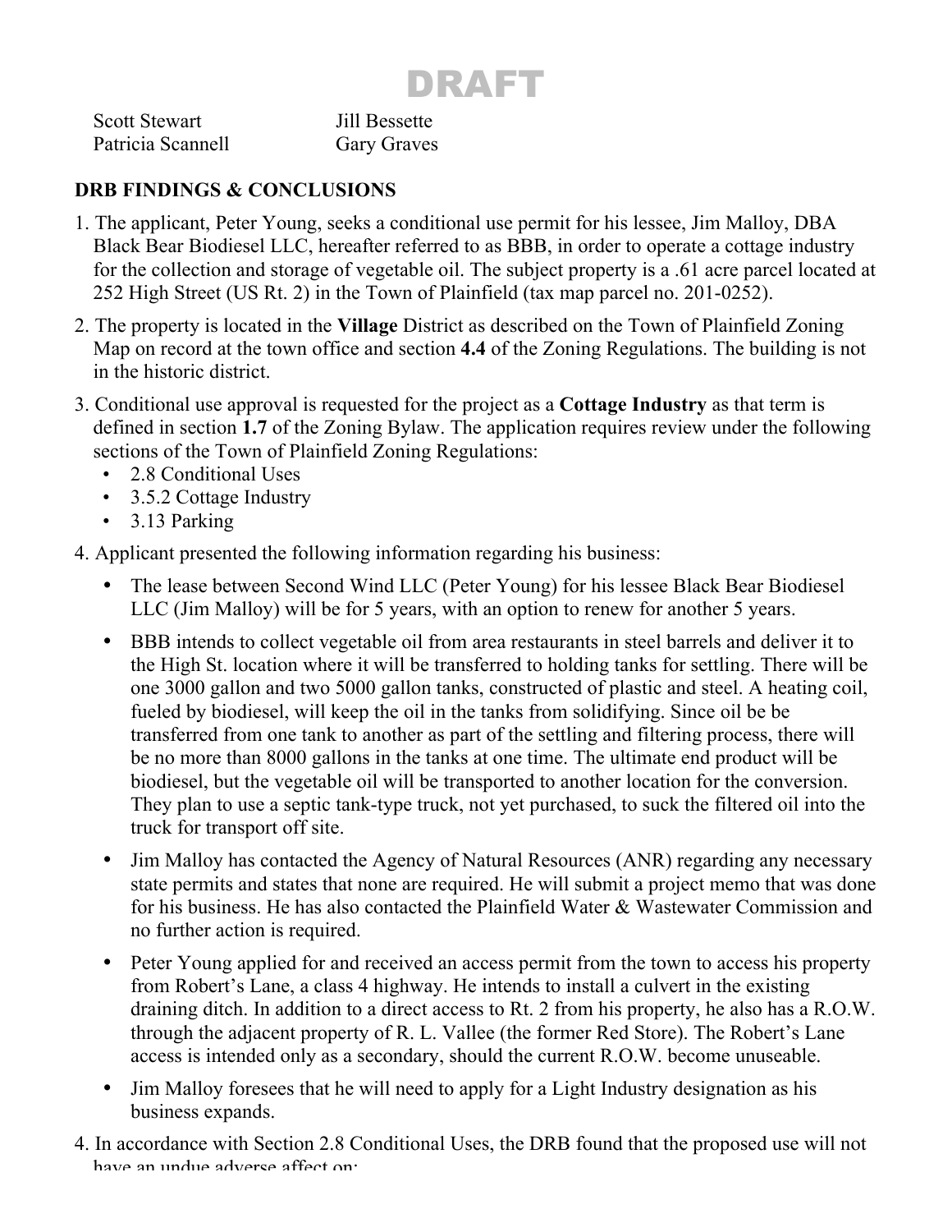DRAFT

Scott Stewart Jill Bessette
Patricia Scannell Gary Graves

**DRB FINDINGS & CONCLUSIONS**

1. The applicant, Peter Young, seeks a conditional use permit for his lessee, Jim Malloy, DBA Black Bear Biodiesel LLC, hereafter referred to as BBB, in order to operate a cottage industry for the collection and storage of vegetable oil. The subject property is a .61 acre parcel located at 252 High Street (US Rt. 2) in the Town of Plainfield (tax map parcel no. 201-0252).

2. The property is located in the **Village** District as described on the Town of Plainfield Zoning Map on record at the town office and section **4.4** of the Zoning Regulations. The building is not in the historic district.

3. Conditional use approval is requested for the project as a **Cottage Industry** as that term is defined in section **1.7** of the Zoning Bylaw. The application requires review under the following sections of the Town of Plainfield Zoning Regulations:
   - 2.8 Conditional Uses
   - 3.5.2 Cottage Industry
   - 3.13 Parking

4. Applicant presented the following information regarding his business:
   - The lease between Second Wind LLC (Peter Young) for his lessee Black Bear Biodiesel LLC (Jim Malloy) will be for 5 years, with an option to renew for another 5 years.
   - BBB intends to collect vegetable oil from area restaurants in steel barrels and deliver it to the High St. location where it will be transferred to holding tanks for settling. There will be one 3000 gallon and two 5000 gallon tanks, constructed of plastic and steel. A heating coil, fueled by biodiesel, will keep the oil in the tanks from solidifying. Since oil be be transferred from one tank to another as part of the settling and filtering process, there will be no more than 8000 gallons in the tanks at one time. The ultimate end product will be biodiesel, but the vegetable oil will be transported to another location for the conversion. They plan to use a septic tank-type truck, not yet purchased, to suck the filtered oil into the truck for transport off site.
   - Jim Malloy has contacted the Agency of Natural Resources (ANR) regarding any necessary state permits and states that none are required. He will submit a project memo that was done for his business. He has also contacted the Plainfield Water & Wastewater Commission and no further action is required.
   - Peter Young applied for and received an access permit from the town to access his property from Robert's Lane, a class 4 highway. He intends to install a culvert in the existing draining ditch. In addition to a direct access to Rt. 2 from his property, he also has a R.O.W. through the adjacent property of R. L. Vallee (the former Red Store). The Robert's Lane access is intended only as a secondary, should the current R.O.W. become unuseable.
   - Jim Malloy foresees that he will need to apply for a Light Industry designation as his business expands.

4. In accordance with Section 2.8 Conditional Uses, the DRB found that the proposed use will not have an undue adverse affect on: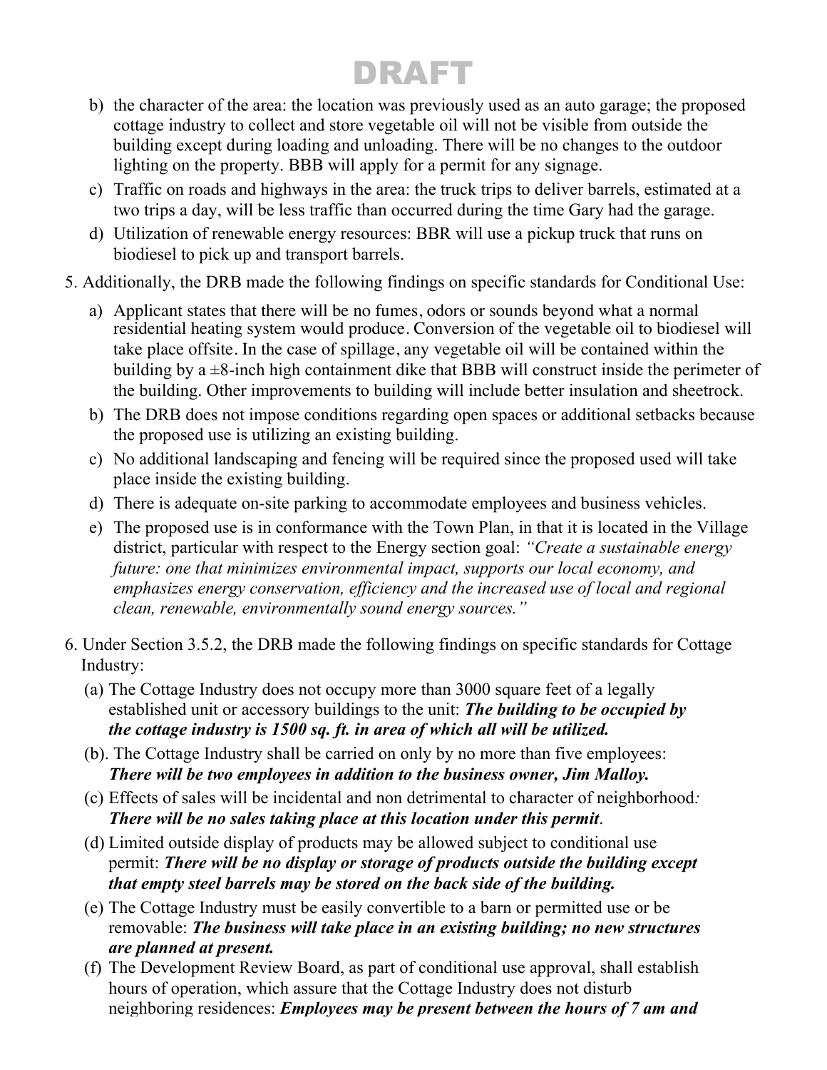DRAFT

b) the character of the area: the location was previously used as an auto garage; the proposed cottage industry to collect and store vegetable oil will not be visible from outside the building except during loading and unloading. There will be no changes to the outdoor lighting on the property. BBB will apply for a permit for any signage.

c) Traffic on roads and highways in the area: the truck trips to deliver barrels, estimated at a two trips a day, will be less traffic than occurred during the time Gary had the garage.

d) Utilization of renewable energy resources: BBR will use a pickup truck that runs on biodiesel to pick up and transport barrels.

5. Additionally, the DRB made the following findings on specific standards for Conditional Use:

   a) Applicant states that there will be no fumes, odors or sounds beyond what a normal residential heating system would produce. Conversion of the vegetable oil to biodiesel will take place offsite. In the case of spillage, any vegetable oil will be contained within the building by a ±8-inch high containment dike that BBB will construct inside the perimeter of the building. Other improvements to building will include better insulation and sheetrock.

   b) The DRB does not impose conditions regarding open spaces or additional setbacks because the proposed use is utilizing an existing building.

   c) No additional landscaping and fencing will be required since the proposed used will take place inside the existing building.

   d) There is adequate on-site parking to accommodate employees and business vehicles.

   e) The proposed use is in conformance with the Town Plan, in that it is located in the Village district, particular with respect to the Energy section goal: *"Create a sustainable energy future: one that minimizes environmental impact, supports our local economy, and emphasizes energy conservation, efficiency and the increased use of local and regional clean, renewable, environmentally sound energy sources."*

6. Under Section 3.5.2, the DRB made the following findings on specific standards for Cottage Industry:

   (a) The Cottage Industry does not occupy more than 3000 square feet of a legally established unit or accessory buildings to the unit: ***The building to be occupied by the cottage industry is 1500 sq. ft. in area of which all will be utilized.***

   (b). The Cottage Industry shall be carried on only by no more than five employees: ***There will be two employees in addition to the business owner, Jim Malloy.***

   (c) Effects of sales will be incidental and non detrimental to character of neighborhood*:* ***There will be no sales taking place at this location under this permit***.

   (d) Limited outside display of products may be allowed subject to conditional use permit: ***There will be no display or storage of products outside the building except that empty steel barrels may be stored on the back side of the building.***

   (e) The Cottage Industry must be easily convertible to a barn or permitted use or be removable: ***The business will take place in an existing building; no new structures are planned at present.***

   (f) The Development Review Board, as part of conditional use approval, shall establish hours of operation, which assure that the Cottage Industry does not disturb neighboring residences: ***Employees may be present between the hours of 7 am and***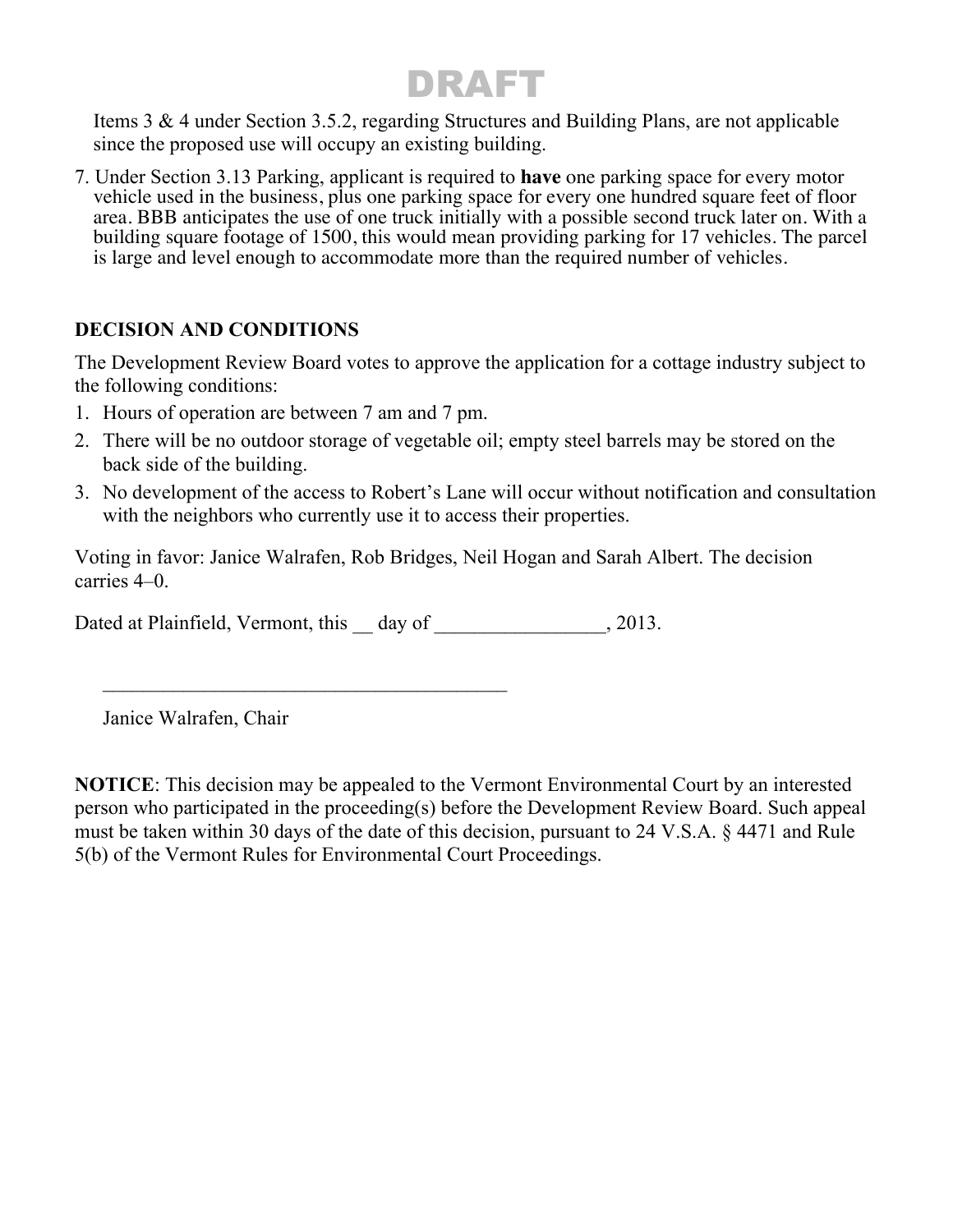DRAFT

Items 3 & 4 under Section 3.5.2, regarding Structures and Building Plans, are not applicable since the proposed use will occupy an existing building.

7. Under Section 3.13 Parking, applicant is required to **have** one parking space for every motor vehicle used in the business, plus one parking space for every one hundred square feet of floor area. BBB anticipates the use of one truck initially with a possible second truck later on. With a building square footage of 1500, this would mean providing parking for 17 vehicles. The parcel is large and level enough to accommodate more than the required number of vehicles.

**DECISION AND CONDITIONS**

The Development Review Board votes to approve the application for a cottage industry subject to the following conditions:

1. Hours of operation are between 7 am and 7 pm.
2. There will be no outdoor storage of vegetable oil; empty steel barrels may be stored on the back side of the building.
3. No development of the access to Robert's Lane will occur without notification and consultation with the neighbors who currently use it to access their properties.

Voting in favor: Janice Walrafen, Rob Bridges, Neil Hogan and Sarah Albert. The decision carries 4–0.

Dated at Plainfield, Vermont, this __ day of _________________, 2013.

_________________________________________

Janice Walrafen, Chair

**NOTICE**: This decision may be appealed to the Vermont Environmental Court by an interested person who participated in the proceeding(s) before the Development Review Board. Such appeal must be taken within 30 days of the date of this decision, pursuant to 24 V.S.A. § 4471 and Rule 5(b) of the Vermont Rules for Environmental Court Proceedings.